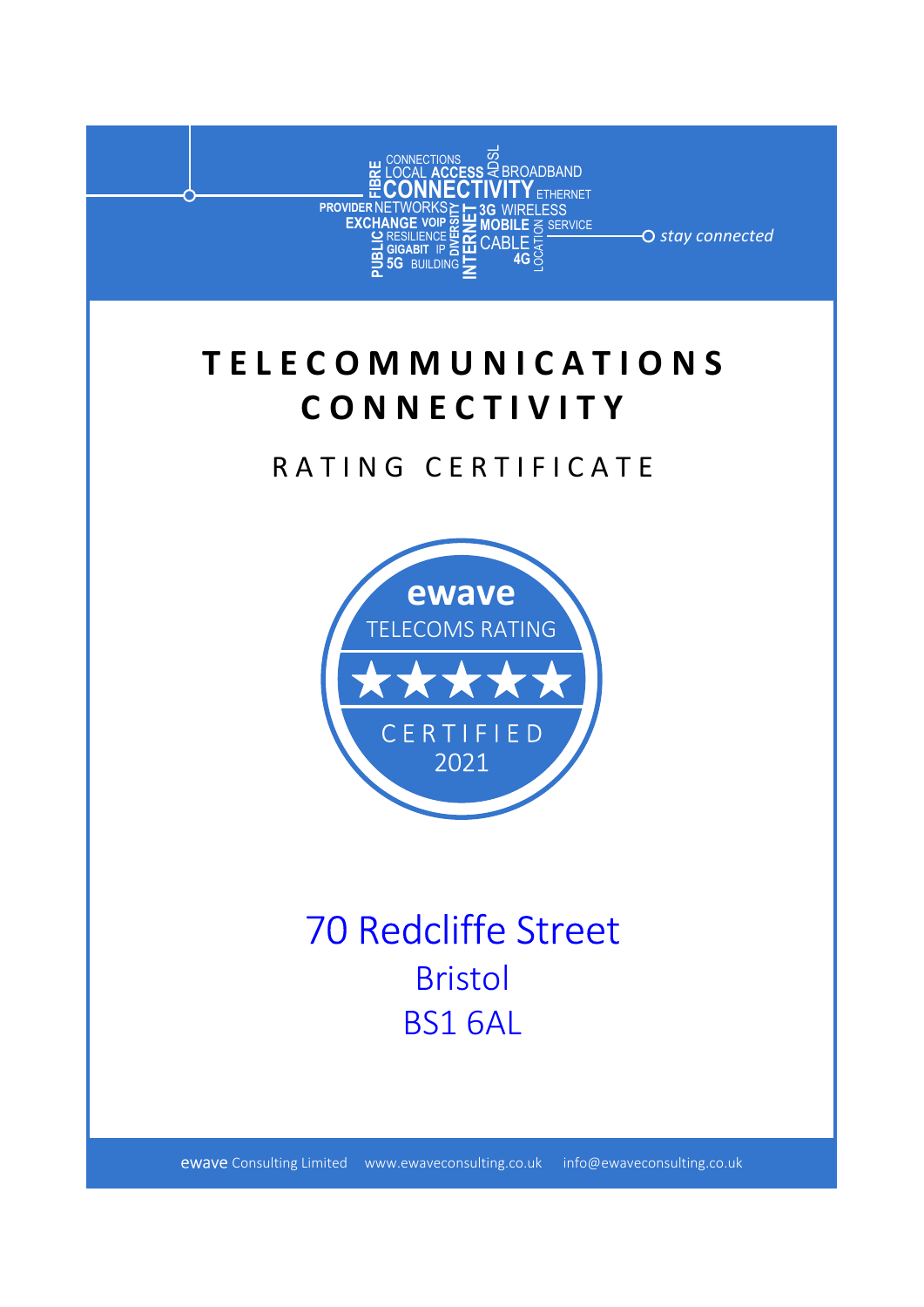*stay connected*

# TELECOMMUNICATIONS CONNECTIVITY

## RATING CERTIFICATE

**ewave**

TELECOMS RATING

★★★★★

CERTIFIED

2021

70 Redcliffe Street

Bristol

BS1 6AL

ewave Consulting Limited www.ewaveconsulting.co.uk info@ewaveconsulting.co.uk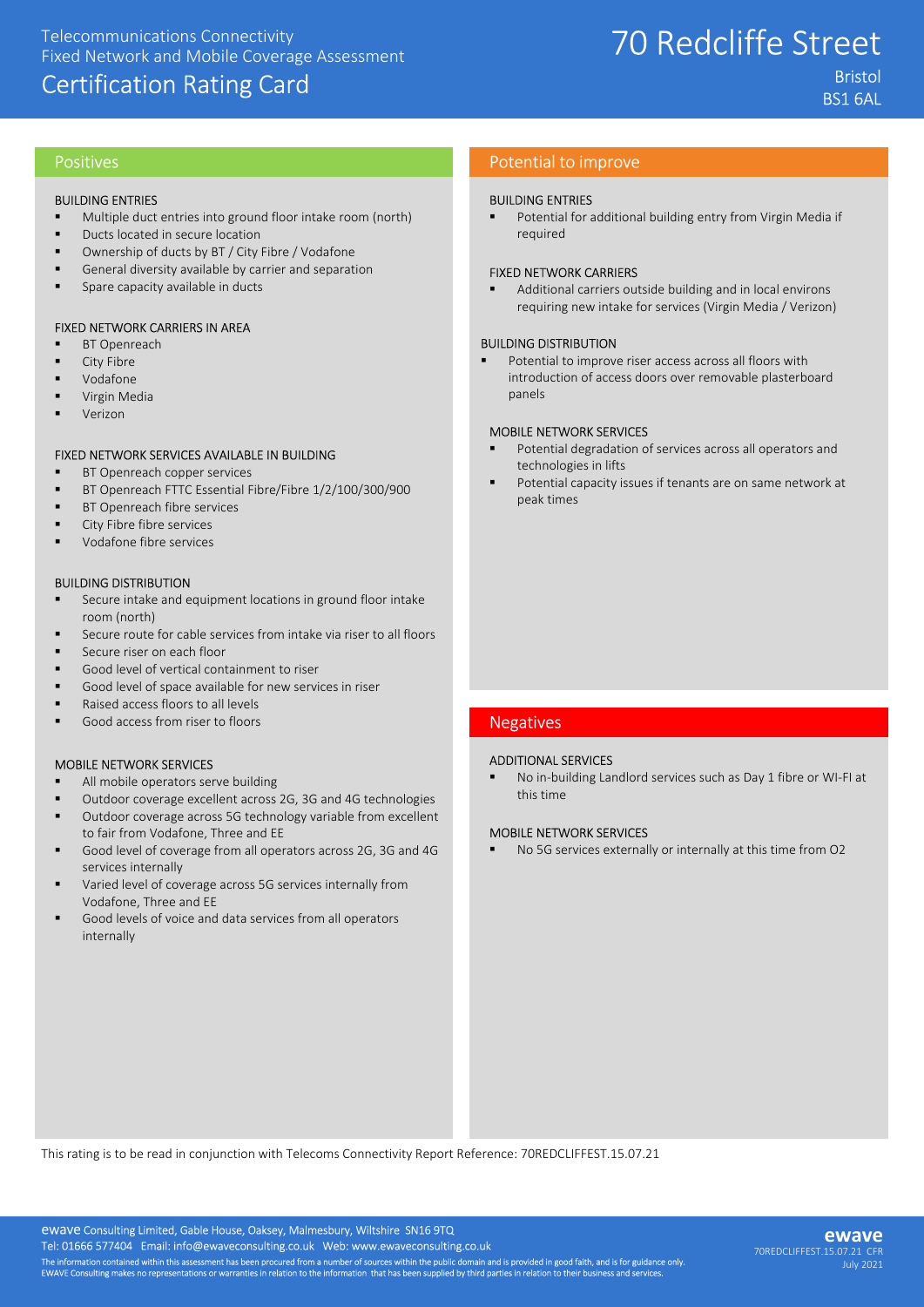Telecommunications Connectivity
Fixed Network and Mobile Coverage Assessment

# Certification Rating Card

# 70 Redcliffe Street

Bristol
BS1 6AL

## Positives

### BUILDING ENTRIES

- Multiple duct entries into ground floor intake room (north)
- Ducts located in secure location
- Ownership of ducts by BT / City Fibre / Vodafone
- General diversity available by carrier and separation
- Spare capacity available in ducts

### FIXED NETWORK CARRIERS IN AREA

- BT Openreach
- City Fibre
- Vodafone
- Virgin Media
- Verizon

### FIXED NETWORK SERVICES AVAILABLE IN BUILDING

- BT Openreach copper services
- BT Openreach FTTC Essential Fibre/Fibre 1/2/100/300/900
- BT Openreach fibre services
- City Fibre fibre services
- Vodafone fibre services

### BUILDING DISTRIBUTION

- Secure intake and equipment locations in ground floor intake room (north)
- Secure route for cable services from intake via riser to all floors
- Secure riser on each floor
- Good level of vertical containment to riser
- Good level of space available for new services in riser
- Raised access floors to all levels
- Good access from riser to floors

### MOBILE NETWORK SERVICES

- All mobile operators serve building
- Outdoor coverage excellent across 2G, 3G and 4G technologies
- Outdoor coverage across 5G technology variable from excellent to fair from Vodafone, Three and EE
- Good level of coverage from all operators across 2G, 3G and 4G services internally
- Varied level of coverage across 5G services internally from Vodafone, Three and EE
- Good levels of voice and data services from all operators internally

## Potential to improve

### BUILDING ENTRIES

- Potential for additional building entry from Virgin Media if required

### FIXED NETWORK CARRIERS

- Additional carriers outside building and in local environs requiring new intake for services (Virgin Media / Verizon)

### BUILDING DISTRIBUTION

- Potential to improve riser access across all floors with introduction of access doors over removable plasterboard panels

### MOBILE NETWORK SERVICES

- Potential degradation of services across all operators and technologies in lifts
- Potential capacity issues if tenants are on same network at peak times

## Negatives

### ADDITIONAL SERVICES

- No in-building Landlord services such as Day 1 fibre or WI-FI at this time

### MOBILE NETWORK SERVICES

- No 5G services externally or internally at this time from O2

This rating is to be read in conjunction with Telecoms Connectivity Report Reference: 70REDCLIFFEST.15.07.21

ewave Consulting Limited, Gable House, Oaksey, Malmesbury, Wiltshire SN16 9TQ
Tel: 01666 577404 Email: info@ewaveconsulting.co.uk Web: www.ewaveconsulting.co.uk
The information contained within this assessment has been procured from a number of sources within the public domain and is provided in good faith, and is for guidance only. EWAVE Consulting makes no representations or warranties in relation to the information that has been supplied by third parties in relation to their business and services.

ewave
70REDCLIFFEST.15.07.21 CFR
July 2021